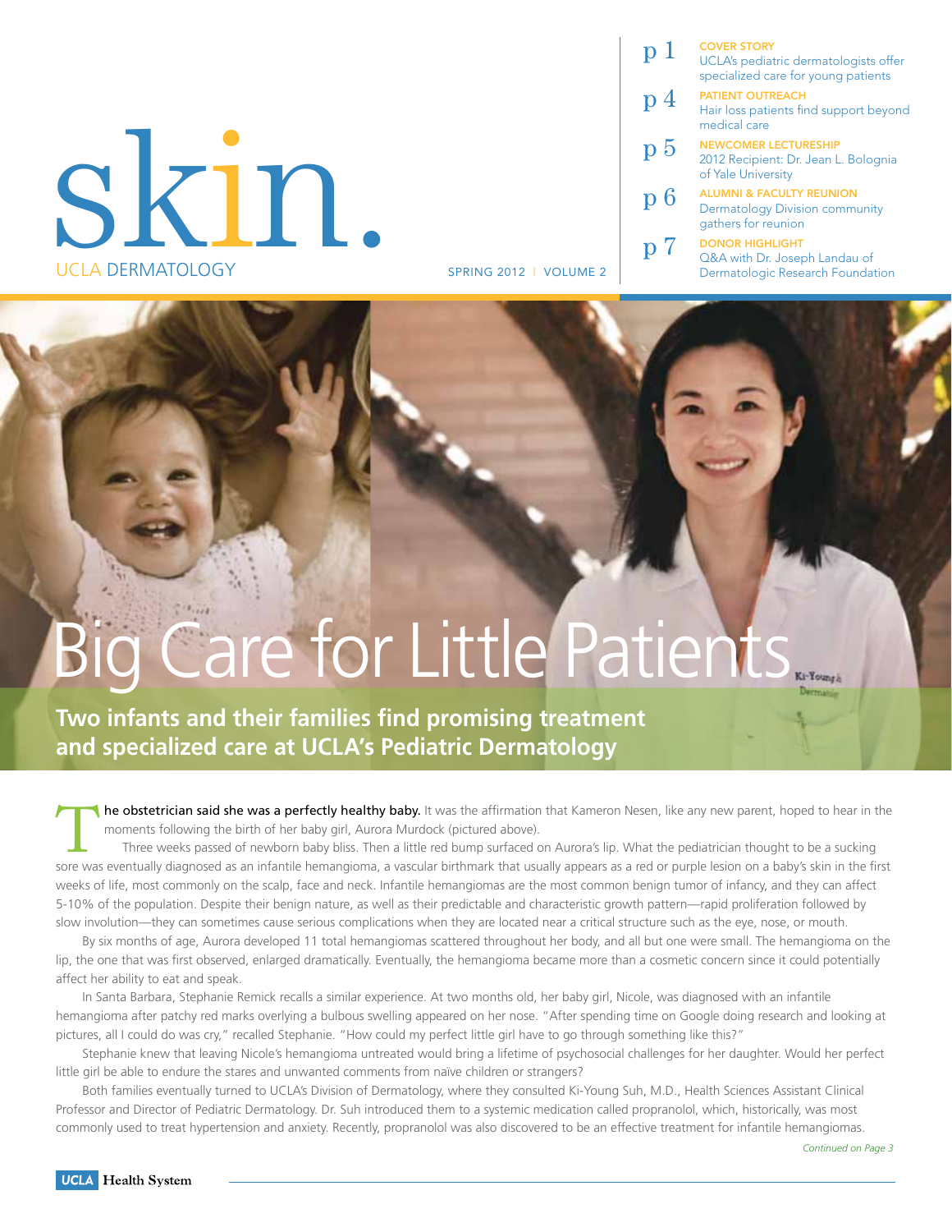# skin.

UCLA DERMATOLOGY

SPRING 2012 | VOLUME 2

p 1 **COVER STORY**
UCLA's pediatric dermatologists offer specialized care for young patients

p 4 **PATIENT OUTREACH**
Hair loss patients find support beyond medical care

p 5 **NEWCOMER LECTURESHIP**
2012 Recipient: Dr. Jean L. Bolognia of Yale University

p 6 **ALUMNI & FACULTY REUNION**
Dermatology Division community gathers for reunion

p 7 **DONOR HIGHLIGHT**
Q&A with Dr. Joseph Landau of Dermatologic Research Foundation

# Big Care for Little Patients

## Two infants and their families find promising treatment and specialized care at UCLA's Pediatric Dermatology

**The obstetrician said she was a perfectly healthy baby.** It was the affirmation that Kameron Nesen, like any new parent, hoped to hear in the moments following the birth of her baby girl, Aurora Murdock (pictured above).

Three weeks passed of newborn baby bliss. Then a little red bump surfaced on Aurora's lip. What the pediatrician thought to be a sucking sore was eventually diagnosed as an infantile hemangioma, a vascular birthmark that usually appears as a red or purple lesion on a baby's skin in the first weeks of life, most commonly on the scalp, face and neck. Infantile hemangiomas are the most common benign tumor of infancy, and they can affect 5-10% of the population. Despite their benign nature, as well as their predictable and characteristic growth pattern—rapid proliferation followed by slow involution—they can sometimes cause serious complications when they are located near a critical structure such as the eye, nose, or mouth.

By six months of age, Aurora developed 11 total hemangiomas scattered throughout her body, and all but one were small. The hemangioma on the lip, the one that was first observed, enlarged dramatically. Eventually, the hemangioma became more than a cosmetic concern since it could potentially affect her ability to eat and speak.

In Santa Barbara, Stephanie Remick recalls a similar experience. At two months old, her baby girl, Nicole, was diagnosed with an infantile hemangioma after patchy red marks overlying a bulbous swelling appeared on her nose. "After spending time on Google doing research and looking at pictures, all I could do was cry," recalled Stephanie. "How could my perfect little girl have to go through something like this?"

Stephanie knew that leaving Nicole's hemangioma untreated would bring a lifetime of psychosocial challenges for her daughter. Would her perfect little girl be able to endure the stares and unwanted comments from naïve children or strangers?

Both families eventually turned to UCLA's Division of Dermatology, where they consulted Ki-Young Suh, M.D., Health Sciences Assistant Clinical Professor and Director of Pediatric Dermatology. Dr. Suh introduced them to a systemic medication called propranolol, which, historically, was most commonly used to treat hypertension and anxiety. Recently, propranolol was also discovered to be an effective treatment for infantile hemangiomas.

*Continued on Page 3*

UCLA Health System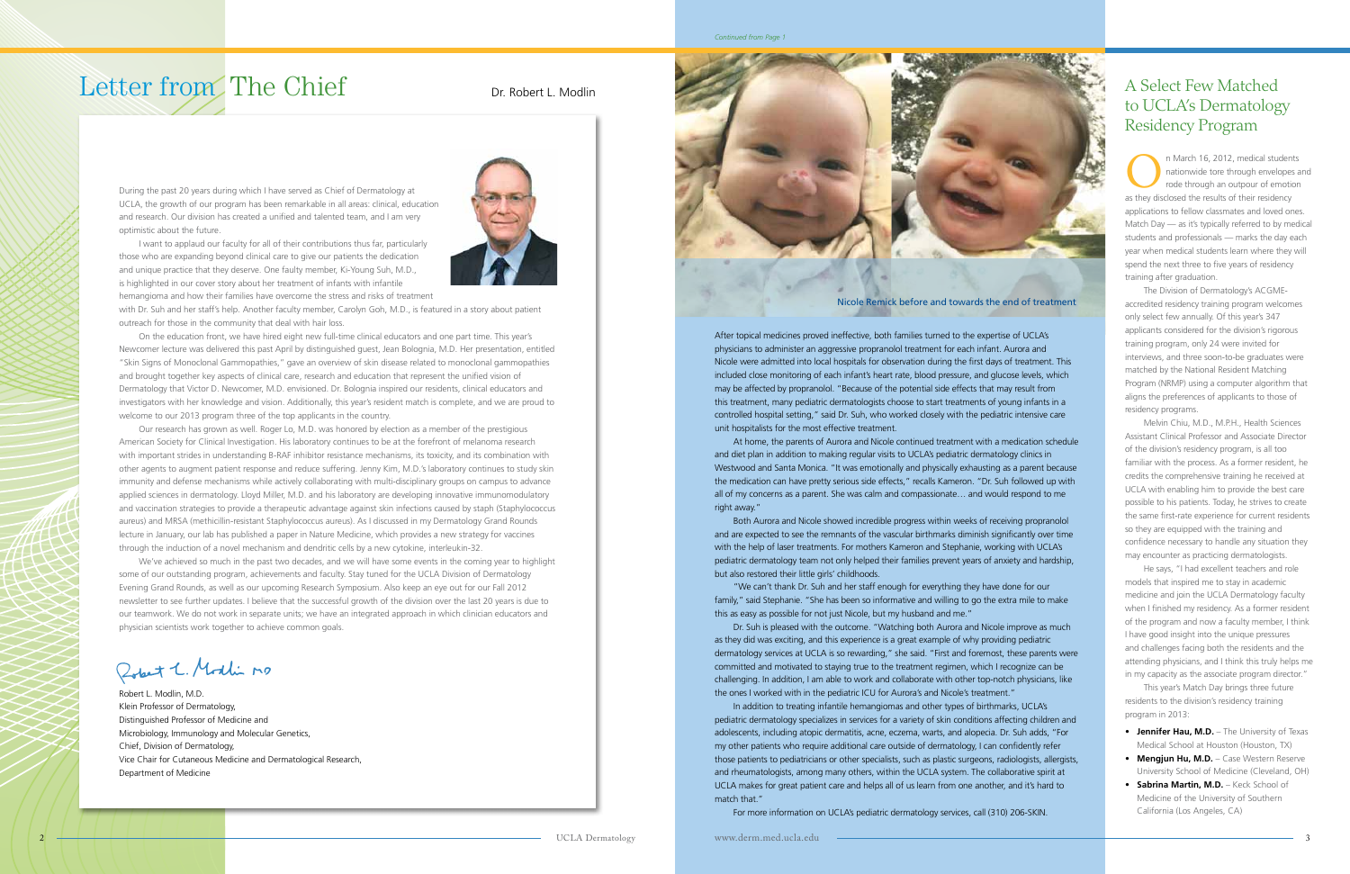# Letter from The Chief

Dr. Robert L. Modlin

During the past 20 years during which I have served as Chief of Dermatology at UCLA, the growth of our program has been remarkable in all areas: clinical, education and research. Our division has created a unified and talented team, and I am very optimistic about the future.

I want to applaud our faculty for all of their contributions thus far, particularly those who are expanding beyond clinical care to give our patients the dedication and unique practice that they deserve. One faulty member, Ki-Young Suh, M.D., is highlighted in our cover story about her treatment of infants with infantile hemangioma and how their families have overcome the stress and risks of treatment with Dr. Suh and her staff's help. Another faculty member, Carolyn Goh, M.D., is featured in a story about patient outreach for those in the community that deal with hair loss.

On the education front, we have hired eight new full-time clinical educators and one part time. This year's Newcomer lecture was delivered this past April by distinguished guest, Jean Bolognia, M.D. Her presentation, entitled "Skin Signs of Monoclonal Gammopathies," gave an overview of skin disease related to monoclonal gammopathies and brought together key aspects of clinical care, research and education that represent the unified vision of Dermatology that Victor D. Newcomer, M.D. envisioned. Dr. Bolognia inspired our residents, clinical educators and investigators with her knowledge and vision. Additionally, this year's resident match is complete, and we are proud to welcome to our 2013 program three of the top applicants in the country.

Our research has grown as well. Roger Lo, M.D. was honored by election as a member of the prestigious American Society for Clinical Investigation. His laboratory continues to be at the forefront of melanoma research with important strides in understanding B-RAF inhibitor resistance mechanisms, its toxicity, and its combination with other agents to augment patient response and reduce suffering. Jenny Kim, M.D.'s laboratory continues to study skin immunity and defense mechanisms while actively collaborating with multi-disciplinary groups on campus to advance applied sciences in dermatology. Lloyd Miller, M.D. and his laboratory are developing innovative immunomodulatory and vaccination strategies to provide a therapeutic advantage against skin infections caused by staph (Staphylococcus aureus) and MRSA (methicillin-resistant Staphylococcus aureus). As I discussed in my Dermatology Grand Rounds lecture in January, our lab has published a paper in Nature Medicine, which provides a new strategy for vaccines through the induction of a novel mechanism and dendritic cells by a new cytokine, interleukin-32.

We've achieved so much in the past two decades, and we will have some events in the coming year to highlight some of our outstanding program, achievements and faculty. Stay tuned for the UCLA Division of Dermatology Evening Grand Rounds, as well as our upcoming Research Symposium. Also keep an eye out for our Fall 2012 newsletter to see further updates. I believe that the successful growth of the division over the last 20 years is due to our teamwork. We do not work in separate units; we have an integrated approach in which clinician educators and physician scientists work together to achieve common goals.

Robert L. Modlin, M.D.
Klein Professor of Dermatology,
Distinguished Professor of Medicine and
Microbiology, Immunology and Molecular Genetics,
Chief, Division of Dermatology,
Vice Chair for Cutaneous Medicine and Dermatological Research,
Department of Medicine

*Continued from Page 1*

Nicole Remick before and towards the end of treatment

After topical medicines proved ineffective, both families turned to the expertise of UCLA's physicians to administer an aggressive propranolol treatment for each infant. Aurora and Nicole were admitted into local hospitals for observation during the first days of treatment. This included close monitoring of each infant's heart rate, blood pressure, and glucose levels, which may be affected by propranolol. "Because of the potential side effects that may result from this treatment, many pediatric dermatologists choose to start treatments of young infants in a controlled hospital setting," said Dr. Suh, who worked closely with the pediatric intensive care unit hospitalists for the most effective treatment.

At home, the parents of Aurora and Nicole continued treatment with a medication schedule and diet plan in addition to making regular visits to UCLA's pediatric dermatology clinics in Westwood and Santa Monica. "It was emotionally and physically exhausting as a parent because the medication can have pretty serious side effects," recalls Kameron. "Dr. Suh followed up with all of my concerns as a parent. She was calm and compassionate… and would respond to me right away."

Both Aurora and Nicole showed incredible progress within weeks of receiving propranolol and are expected to see the remnants of the vascular birthmarks diminish significantly over time with the help of laser treatments. For mothers Kameron and Stephanie, working with UCLA's pediatric dermatology team not only helped their families prevent years of anxiety and hardship, but also restored their little girls' childhoods.

"We can't thank Dr. Suh and her staff enough for everything they have done for our family," said Stephanie. "She has been so informative and willing to go the extra mile to make this as easy as possible for not just Nicole, but my husband and me."

Dr. Suh is pleased with the outcome. "Watching both Aurora and Nicole improve as much as they did was exciting, and this experience is a great example of why providing pediatric dermatology services at UCLA is so rewarding," she said. "First and foremost, these parents were committed and motivated to staying true to the treatment regimen, which I recognize can be challenging. In addition, I am able to work and collaborate with other top-notch physicians, like the ones I worked with in the pediatric ICU for Aurora's and Nicole's treatment."

In addition to treating infantile hemangiomas and other types of birthmarks, UCLA's pediatric dermatology specializes in services for a variety of skin conditions affecting children and adolescents, including atopic dermatitis, acne, eczema, warts, and alopecia. Dr. Suh adds, "For my other patients who require additional care outside of dermatology, I can confidently refer those patients to pediatricians or other specialists, such as plastic surgeons, radiologists, allergists, and rheumatologists, among many others, within the UCLA system. The collaborative spirit at UCLA makes for great patient care and helps all of us learn from one another, and it's hard to match that."

For more information on UCLA's pediatric dermatology services, call (310) 206-SKIN.

## A Select Few Matched to UCLA's Dermatology Residency Program

On March 16, 2012, medical students nationwide tore through envelopes and rode through an outpour of emotion as they disclosed the results of their residency applications to fellow classmates and loved ones. Match Day — as it's typically referred to by medical students and professionals — marks the day each year when medical students learn where they will spend the next three to five years of residency training after graduation.

The Division of Dermatology's ACGME-accredited residency training program welcomes only select few annually. Of this year's 347 applicants considered for the division's rigorous training program, only 24 were invited for interviews, and three soon-to-be graduates were matched by the National Resident Matching Program (NRMP) using a computer algorithm that aligns the preferences of applicants to those of residency programs.

Melvin Chiu, M.D., M.P.H., Health Sciences Assistant Clinical Professor and Associate Director of the division's residency program, is all too familiar with the process. As a former resident, he credits the comprehensive training he received at UCLA with enabling him to provide the best care possible to his patients. Today, he strives to create the same first-rate experience for current residents so they are equipped with the training and confidence necessary to handle any situation they may encounter as practicing dermatologists.

He says, "I had excellent teachers and role models that inspired me to stay in academic medicine and join the UCLA Dermatology faculty when I finished my residency. As a former resident of the program and now a faculty member, I think I have good insight into the unique pressures and challenges facing both the residents and the attending physicians, and I think this truly helps me in my capacity as the associate program director."

This year's Match Day brings three future residents to the division's residency training program in 2013:

- **Jennifer Hau, M.D.** – The University of Texas Medical School at Houston (Houston, TX)
- **Mengjun Hu, M.D.** – Case Western Reserve University School of Medicine (Cleveland, OH)
- **Sabrina Martin, M.D.** – Keck School of Medicine of the University of Southern California (Los Angeles, CA)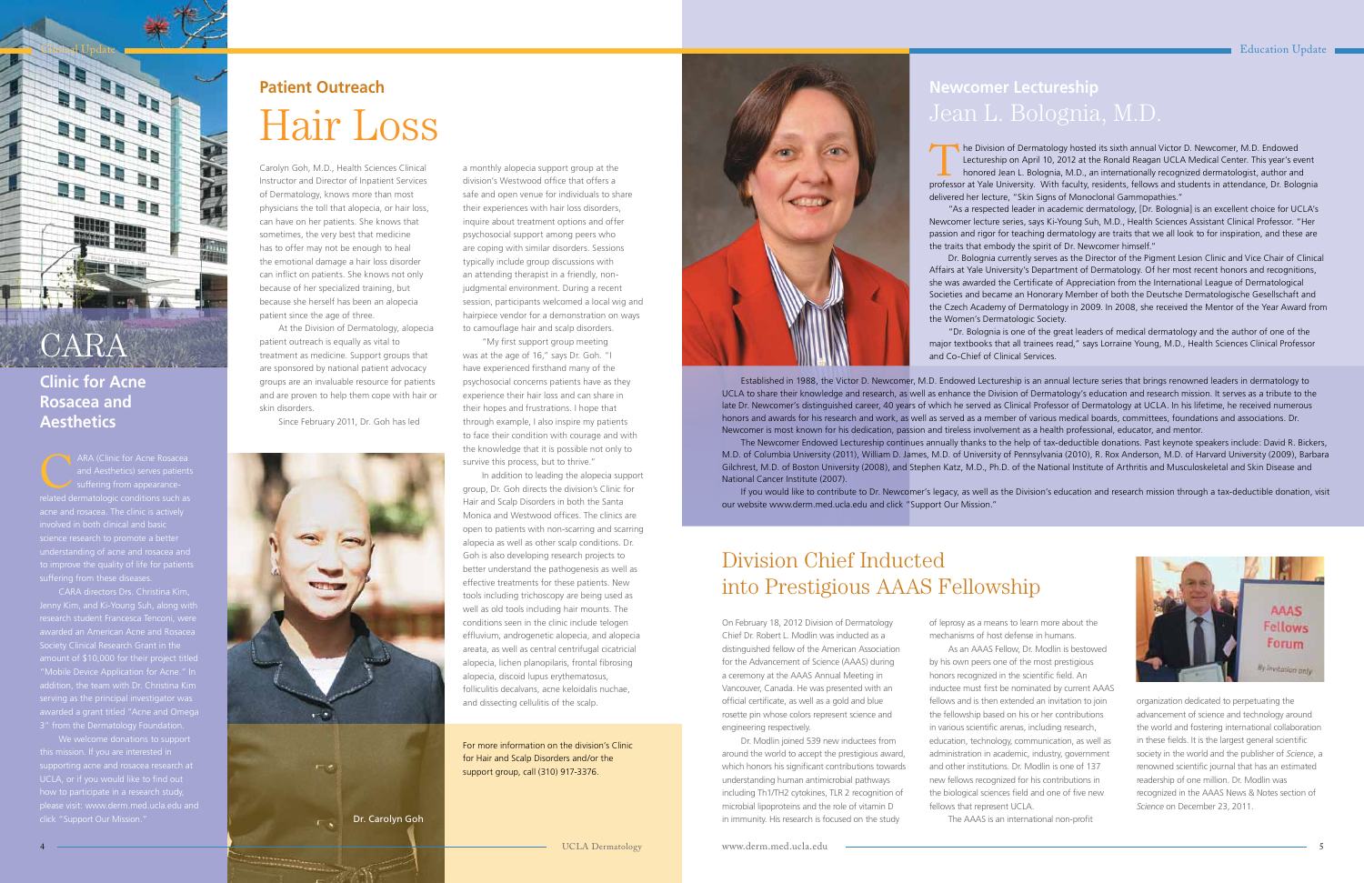# CARA

## Clinic for Acne Rosacea and Aesthetics

CARA (Clinic for Acne Rosacea and Aesthetics) serves patients suffering from appearance-related dermatologic conditions such as acne and rosacea. The clinic is actively involved in both clinical and basic science research to promote a better understanding of acne and rosacea and to improve the quality of life for patients suffering from these diseases.

CARA directors Drs. Christina Kim, Jenny Kim, and Ki-Young Suh, along with research student Francesca Tenconi, were awarded an American Acne and Rosacea Society Clinical Research Grant in the amount of $10,000 for their project titled "Mobile Device Application for Acne." In addition, the team with Dr. Christina Kim serving as the principal investigator was awarded a grant titled "Acne and Omega 3" from the Dermatology Foundation.

We welcome donations to support this mission. If you are interested in supporting acne and rosacea research at UCLA, or if you would like to find out how to participate in a research study, please visit: www.derm.med.ucla.edu and click "Support Our Mission."

## Patient Outreach

# Hair Loss

Carolyn Goh, M.D., Health Sciences Clinical Instructor and Director of Inpatient Services of Dermatology, knows more than most physicians the toll that alopecia, or hair loss, can have on her patients. She knows that sometimes, the very best that medicine has to offer may not be enough to heal the emotional damage a hair loss disorder can inflict on patients. She knows not only because of her specialized training, but because she herself has been an alopecia patient since the age of three.

At the Division of Dermatology, alopecia patient outreach is equally as vital to treatment as medicine. Support groups that are sponsored by national patient advocacy groups are an invaluable resource for patients and are proven to help them cope with hair or skin disorders.

Since February 2011, Dr. Goh has led a monthly alopecia support group at the division's Westwood office that offers a safe and open venue for individuals to share their experiences with hair loss disorders, inquire about treatment options and offer psychosocial support among peers who are coping with similar disorders. Sessions typically include group discussions with an attending therapist in a friendly, non-judgmental environment. During a recent session, participants welcomed a local wig and hairpiece vendor for a demonstration on ways to camouflage hair and scalp disorders.

"My first support group meeting was at the age of 16," says Dr. Goh. "I have experienced firsthand many of the psychosocial concerns patients have as they experience their hair loss and can share in their hopes and frustrations. I hope that through example, I also inspire my patients to face their condition with courage and with the knowledge that it is possible not only to survive this process, but to thrive."

In addition to leading the alopecia support group, Dr. Goh directs the division's Clinic for Hair and Scalp Disorders in both the Santa Monica and Westwood offices. The clinics are open to patients with non-scarring and scarring alopecia as well as other scalp conditions. Dr. Goh is also developing research projects to better understand the pathogenesis as well as effective treatments for these patients. New tools including trichoscopy are being used as well as old tools including hair mounts. The conditions seen in the clinic include telogen effluvium, androgenetic alopecia, and alopecia areata, as well as central centrifugal cicatricial alopecia, lichen planopilaris, frontal fibrosing alopecia, discoid lupus erythematosus, folliculitis decalvans, acne keloidalis nuchae, and dissecting cellulitis of the scalp.

Dr. Carolyn Goh

For more information on the division's Clinic for Hair and Scalp Disorders and/or the support group, call (310) 917-3376.

## Newcomer Lectureship

# Jean L. Bolognia, M.D.

The Division of Dermatology hosted its sixth annual Victor D. Newcomer, M.D. Endowed Lectureship on April 10, 2012 at the Ronald Reagan UCLA Medical Center. This year's event honored Jean L. Bolognia, M.D., an internationally recognized dermatologist, author and professor at Yale University. With faculty, residents, fellows and students in attendance, Dr. Bolognia delivered her lecture, "Skin Signs of Monoclonal Gammopathies."

"As a respected leader in academic dermatology, [Dr. Bolognia] is an excellent choice for UCLA's Newcomer lecture series, says Ki-Young Suh, M.D., Health Sciences Assistant Clinical Professor. "Her passion and rigor for teaching dermatology are traits that we all look to for inspiration, and these are the traits that embody the spirit of Dr. Newcomer himself."

Dr. Bolognia currently serves as the Director of the Pigment Lesion Clinic and Vice Chair of Clinical Affairs at Yale University's Department of Dermatology. Of her most recent honors and recognitions, she was awarded the Certificate of Appreciation from the International League of Dermatological Societies and became an Honorary Member of both the Deutsche Dermatologische Gesellschaft and the Czech Academy of Dermatology in 2009. In 2008, she received the Mentor of the Year Award from the Women's Dermatologic Society.

"Dr. Bolognia is one of the great leaders of medical dermatology and the author of one of the major textbooks that all trainees read," says Lorraine Young, M.D., Health Sciences Clinical Professor and Co-Chief of Clinical Services.

Established in 1988, the Victor D. Newcomer, M.D. Endowed Lectureship is an annual lecture series that brings renowned leaders in dermatology to UCLA to share their knowledge and research, as well as enhance the Division of Dermatology's education and research mission. It serves as a tribute to the late Dr. Newcomer's distinguished career, 40 years of which he served as Clinical Professor of Dermatology at UCLA. In his lifetime, he received numerous honors and awards for his research and work, as well as served as a member of various medical boards, committees, foundations and associations. Dr. Newcomer is most known for his dedication, passion and tireless involvement as a health professional, educator, and mentor.

The Newcomer Endowed Lectureship continues annually thanks to the help of tax-deductible donations. Past keynote speakers include: David R. Bickers, M.D. of Columbia University (2011), William D. James, M.D. of University of Pennsylvania (2010), R. Rox Anderson, M.D. of Harvard University (2009), Barbara Gilchrest, M.D. of Boston University (2008), and Stephen Katz, M.D., Ph.D. of the National Institute of Arthritis and Musculoskeletal and Skin Disease and National Cancer Institute (2007).

If you would like to contribute to Dr. Newcomer's legacy, as well as the Division's education and research mission through a tax-deductible donation, visit our website www.derm.med.ucla.edu and click "Support Our Mission."

# Division Chief Inducted into Prestigious AAAS Fellowship

On February 18, 2012 Division of Dermatology Chief Dr. Robert L. Modlin was inducted as a distinguished fellow of the American Association for the Advancement of Science (AAAS) during a ceremony at the AAAS Annual Meeting in Vancouver, Canada. He was presented with an official certificate, as well as a gold and blue rosette pin whose colors represent science and engineering respectively.

Dr. Modlin joined 539 new inductees from around the world to accept the prestigious award, which honors his significant contributions towards understanding human antimicrobial pathways including Th1/TH2 cytokines, TLR 2 recognition of microbial lipoproteins and the role of vitamin D in immunity. His research is focused on the study of leprosy as a means to learn more about the mechanisms of host defense in humans.

As an AAAS Fellow, Dr. Modlin is bestowed by his own peers one of the most prestigious honors recognized in the scientific field. An inductee must first be nominated by current AAAS fellows and is then extended an invitation to join the fellowship based on his or her contributions in various scientific arenas, including research, education, technology, communication, as well as administration in academic, industry, government and other institutions. Dr. Modlin is one of 137 new fellows recognized for his contributions in the biological sciences field and one of five new fellows that represent UCLA.

The AAAS is an international non-profit organization dedicated to perpetuating the advancement of science and technology around the world and fostering international collaboration in these fields. It is the largest general scientific society in the world and the publisher of *Science*, a renowned scientific journal that has an estimated readership of one million. Dr. Modlin was recognized in the AAAS News & Notes section of *Science* on December 23, 2011.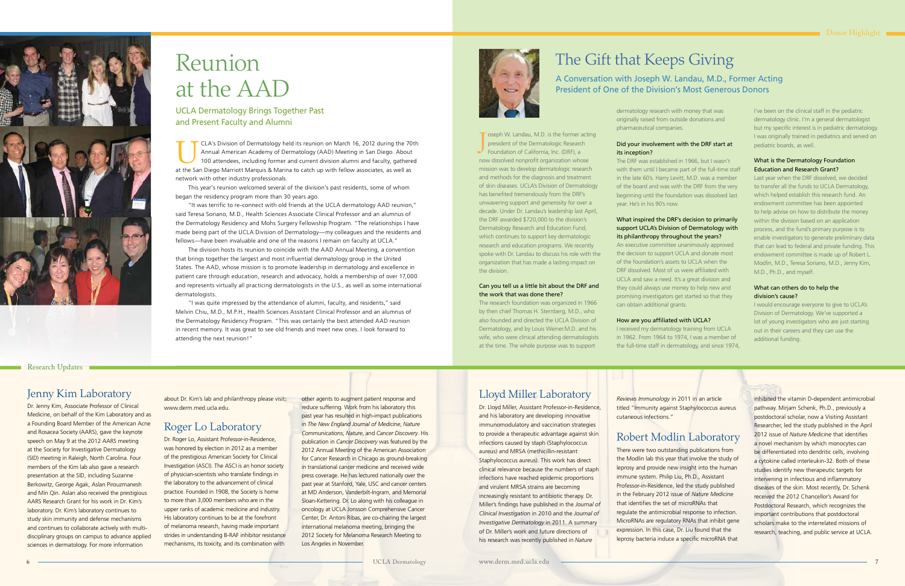# Reunion at the AAD

### UCLA Dermatology Brings Together Past and Present Faculty and Alumni

UCLA's Division of Dermatology held its reunion on March 16, 2012 during the 70th Annual American Academy of Dermatology (AAD) Meeting in San Diego. About 100 attendees, including former and current division alumni and faculty, gathered at the San Diego Marriott Marquis & Marina to catch up with fellow associates, as well as network with other industry professionals.

This year's reunion welcomed several of the division's past residents, some of whom began the residency program more than 30 years ago.

"It was terrific to re-connect with old friends at the UCLA dermatology AAD reunion," said Teresa Soriano, M.D., Health Sciences Associate Clinical Professor and an alumnus of the Dermatology Residency and Mohs Surgery Fellowship Program. "The relationships I have made being part of the UCLA Division of Dermatology—my colleagues and the residents and fellows—have been invaluable and one of the reasons I remain on faculty at UCLA."

The division hosts its reunion to coincide with the AAD Annual Meeting, a convention that brings together the largest and most influential dermatology group in the United States. The AAD, whose mission is to promote leadership in dermatology and excellence in patient care through education, research and advocacy, holds a membership of over 17,000 and represents virtually all practicing dermatologists in the U.S., as well as some international dermatologists.

"I was quite impressed by the attendance of alumni, faculty, and residents," said Melvin Chiu, M.D., M.P.H., Health Sciences Assistant Clinical Professor and an alumnus of the Dermatology Residency Program. "This was certainly the best attended AAD reunion in recent memory. It was great to see old friends and meet new ones. I look forward to attending the next reunion!"

Donor Highlight

# The Gift that Keeps Giving

### A Conversation with Joseph W. Landau, M.D., Former Acting President of One of the Division's Most Generous Donors

Joseph W. Landau, M.D. is the former acting president of the Dermatologic Research Foundation of California, Inc. (DRF), a now dissolved nonprofit organization whose mission was to develop dermatologic research and methods for the diagnosis and treatment of skin diseases. UCLA's Division of Dermatology has benefited tremendously from the DRF's unwavering support and generosity for over a decade. Under Dr. Landau's leadership last April, the DRF awarded $720,000 to the division's Dermatology Research and Education Fund, which continues to support key dermatologic research and education programs. We recently spoke with Dr. Landau to discuss his role with the organization that has made a lasting impact on the division.

**Can you tell us a little bit about the DRF and the work that was done there?**

The research foundation was organized in 1966 by then chief Thomas H. Sternberg, M.D., who also founded and directed the UCLA Division of Dermatology, and by Louis Weiner.M.D. and his wife, who were clinical attending dermatologists at the time. The whole purpose was to support dermatology research with money that was originally raised from outside donations and pharmaceutical companies.

**Did your involvement with the DRF start at its inception?**

The DRF was established in 1966, but I wasn't with them until I became part of the full-time staff in the late 60's. Harry Levitt, M.D. was a member of the board and was with the DRF from the very beginning until the foundation was dissolved last year. He's in his 90's now.

**What inspired the DRF's decision to primarily support UCLA's Division of Dermatology with its philanthropy throughout the years?**

An executive committee unanimously approved the decision to support UCLA and donate most of the foundation's assets to UCLA when the DRF dissolved. Most of us were affiliated with UCLA and saw a need. It's a great division and they could always use money to help new and promising investigators get started so that they can obtain additional grants.

**How are you affiliated with UCLA?**

I received my dermatology training from UCLA in 1962. From 1964 to 1974, I was a member of the full-time staff in dermatology, and since 1974, I've been on the clinical staff in the pediatric dermatology clinic. I'm a general dermatologist but my specific interest is in pediatric dermatology. I was originally trained in pediatrics and served on pediatric boards, as well.

**What is the Dermatology Foundation Education and Research Grant?**

Last year when the DRF dissolved, we decided to transfer all the funds to UCLA Dermatology, which helped establish this research fund. An endowment committee has been appointed to help advise on how to distribute the money within the division based on an application process, and the fund's primary purpose is to enable investigators to generate preliminary data that can lead to federal and private funding. This endowment committee is made up of Robert L. Modlin, M.D., Teresa Soriano, M.D., Jenny Kim, M.D., Ph.D., and myself.

**What can others do to help the division's cause?**

I would encourage everyone to give to UCLA's Division of Dermatology. We've supported a lot of young investigators who are just starting out in their careers and they can use the additional funding.

Research Updates

## Jenny Kim Laboratory

Dr. Jenny Kim, Associate Professor of Clinical Medicine, on behalf of the Kim Laboratory and as a Founding Board Member of the American Acne and Rosacea Society (AARS), gave the keynote speech on May 9 at the 2012 AARS meeting at the Society for Investigative Dermatology (SID) meeting in Raleigh, North Carolina. Four members of the Kim lab also gave a research presentation at the SID, including Suzanne Berkowitz, George Agak, Aslan Pirouzmanesh and Min Qin. Aslan also received the prestigious AARS Research Grant for his work in Dr. Kim's laboratory. Dr. Kim's laboratory continues to study skin immunity and defense mechanisms and continues to collaborate actively with multi-disciplinary groups on campus to advance applied sciences in dermatology. For more information about Dr. Kim's lab and philanthropy please visit: www.derm.med.ucla.edu.

## Roger Lo Laboratory

Dr. Roger Lo, Assistant Professor-in-Residence, was honored by election in 2012 as a member of the prestigious American Society for Clinical Investigation (ASCI). The ASCI is an honor society of physician-scientists who translate findings in the laboratory to the advancement of clinical practice. Founded in 1908, the Society is home to more than 3,000 members who are in the upper ranks of academic medicine and industry. His laboratory continues to be at the forefront of melanoma research, having made important strides in understanding B-RAF inhibitor resistance mechanisms, its toxicity, and its combination with other agents to augment patient response and reduce suffering. Work from his laboratory this past year has resulted in high-impact publications in *The New England Journal of Medicine*, *Nature Communications*, *Nature*, and *Cancer Discovery*. His publication in *Cancer Discovery* was featured by the 2012 Annual Meeting of the American Association for Cancer Research in Chicago as ground-breaking in translational cancer medicine and received wide press coverage. He has lectured nationally over the past year at Stanford, Yale, USC and cancer centers at MD Anderson, Vanderbilt-Ingram, and Memorial Sloan-Kettering. Dr. Lo along with his colleague in oncology at UCLA Jonsson Comprehensive Cancer Center, Dr. Antoni Ribas, are co-chairing the largest international melanoma meeting, bringing the 2012 Society for Melanoma Research Meeting to Los Angeles in November.

## Lloyd Miller Laboratory

Dr. Lloyd Miller, Assistant Professor-in-Residence, and his laboratory are developing innovative immunomodulatory and vaccination strategies to provide a therapeutic advantage against skin infections caused by staph (Staphylococcus aureus) and MRSA (methicillin-resistant Staphylococcus aureus). This work has direct clinical relevance because the numbers of staph infections have reached epidemic proportions and virulent MRSA strains are becoming increasingly resistant to antibiotic therapy. Dr. Miller's findings have published in the *Journal of Clinical Investigation* in 2010 and the *Journal of Investigative Dermatology* in 2011. A summary of Dr. Miller's work and future directions of his research was recently published in *Nature Reviews Immunology* in 2011 in an article titled "Immunity against Staphylococcus aureus cutaneous infections."

## Robert Modlin Laboratory

There were two outstanding publications from the Modlin lab this year that involve the study of leprosy and provide new insight into the human immune system. Philip Liu, Ph.D., Assistant Professor-in-Residence, led the study published in the February 2012 issue of *Nature Medicine* that identifies the set of microRNAs that regulate the antimicrobial response to infection. MicroRNAs are regulatory RNAs that inhibit gene expression. In this case, Dr. Liu found that the leprosy bacteria induce a specific microRNA that inhibited the vitamin D-dependent antimicrobial pathway. Mirjam Schenk, Ph.D., previously a postdoctoral scholar, now a Visiting Assistant Researcher, led the study published in the April 2012 issue of *Nature Medicine* that identifies a novel mechanism by which monocytes can be differentiated into dendritic cells, involving a cytokine called interleukin-32. Both of these studies identify new therapeutic targets for intervening in infectious and inflammatory diseases of the skin. Most recently, Dr. Schenk received the 2012 Chancellor's Award for Postdoctoral Research, which recognizes the important contributions that postdoctoral scholars make to the interrelated missions of research, teaching, and public service at UCLA.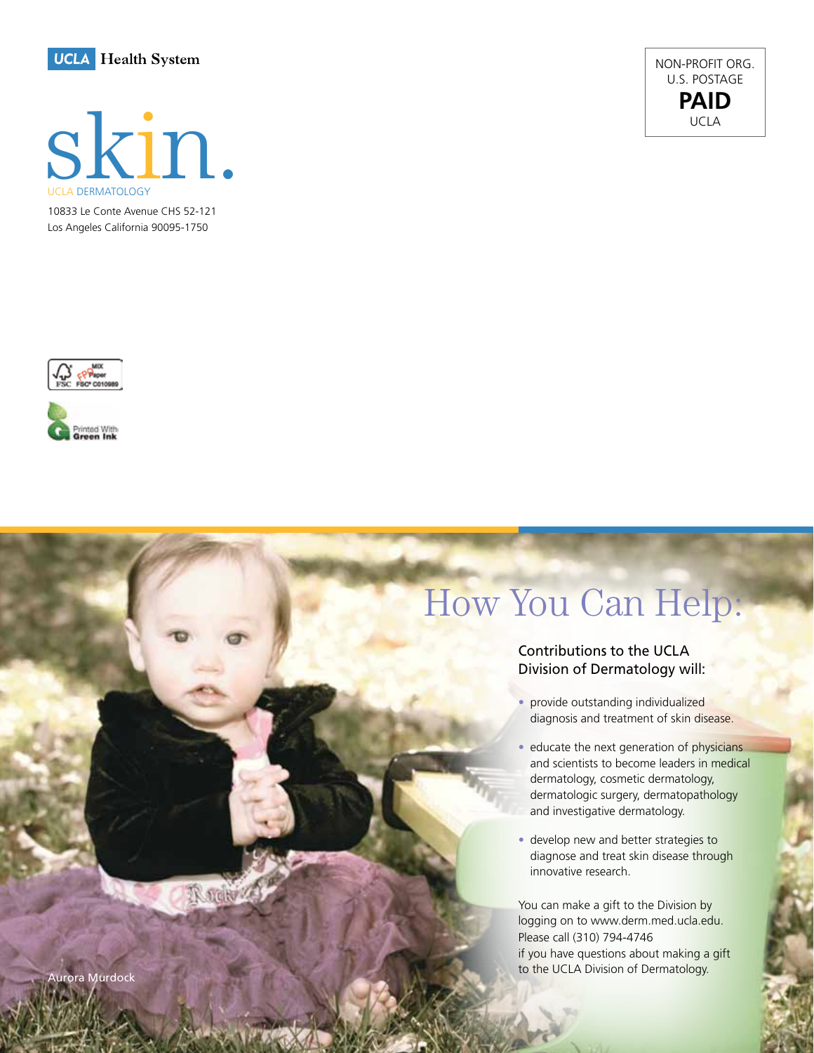UCLA Health System

skin.

UCLA DERMATOLOGY

10833 Le Conte Avenue CHS 52-121
Los Angeles California 90095-1750

NON-PROFIT ORG.
U.S. POSTAGE
**PAID**
UCLA

MIX Paper FSC® C010989

Printed With Green Ink

# How You Can Help:

Contributions to the UCLA Division of Dermatology will:

- provide outstanding individualized diagnosis and treatment of skin disease.
- educate the next generation of physicians and scientists to become leaders in medical dermatology, cosmetic dermatology, dermatologic surgery, dermatopathology and investigative dermatology.
- develop new and better strategies to diagnose and treat skin disease through innovative research.

You can make a gift to the Division by logging on to www.derm.med.ucla.edu. Please call (310) 794-4746 if you have questions about making a gift to the UCLA Division of Dermatology.

Aurora Murdock